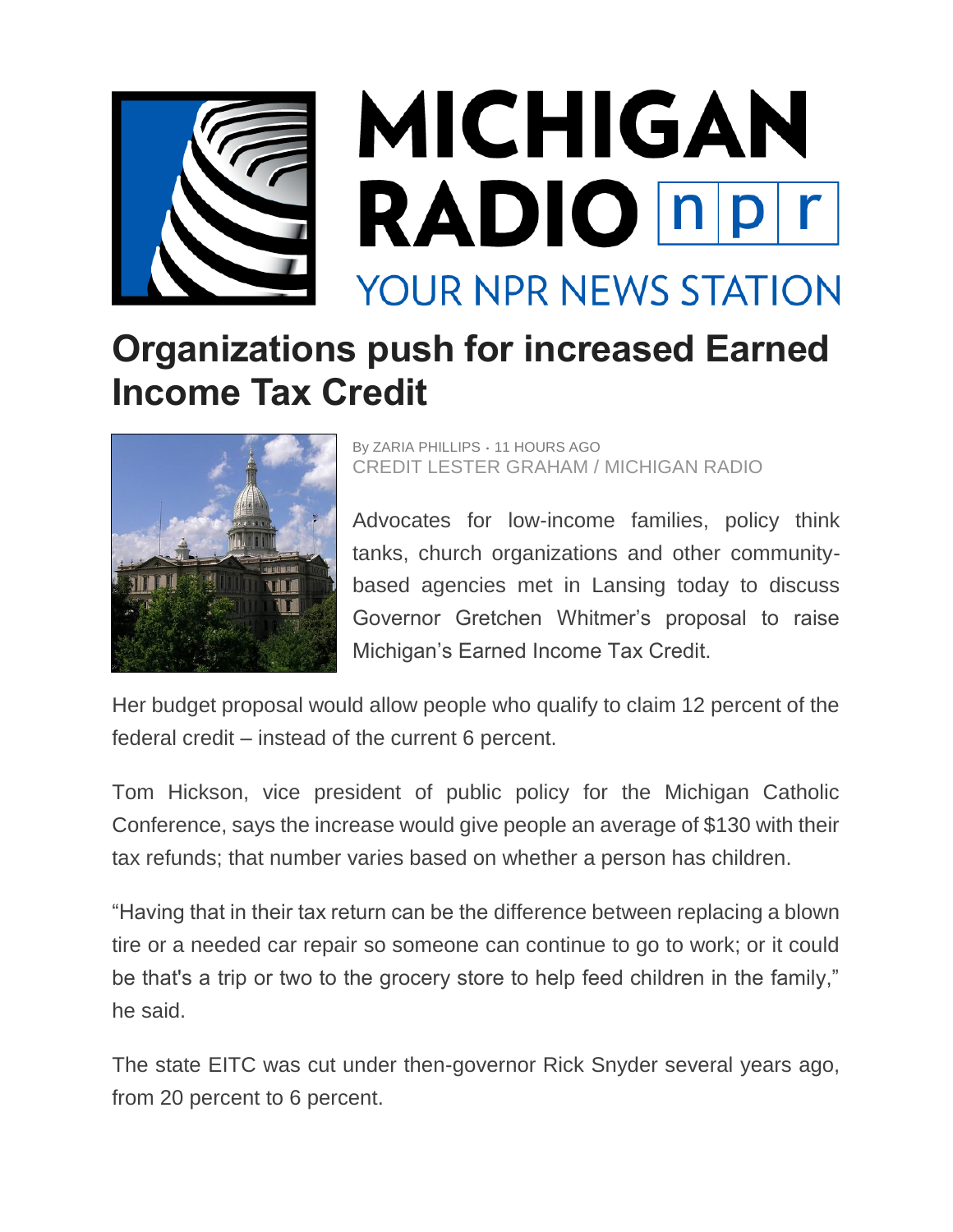MICHIGAN RADIO npr

YOUR NPR NEWS STATION

# Organizations push for increased Earned Income Tax Credit

By ZARIA PHILLIPS • 11 HOURS AGO

CREDIT LESTER GRAHAM / MICHIGAN RADIO

Advocates for low-income families, policy think tanks, church organizations and other community-based agencies met in Lansing today to discuss Governor Gretchen Whitmer's proposal to raise Michigan's Earned Income Tax Credit.

Her budget proposal would allow people who qualify to claim 12 percent of the federal credit – instead of the current 6 percent.

Tom Hickson, vice president of public policy for the Michigan Catholic Conference, says the increase would give people an average of $130 with their tax refunds; that number varies based on whether a person has children.

"Having that in their tax return can be the difference between replacing a blown tire or a needed car repair so someone can continue to go to work; or it could be that's a trip or two to the grocery store to help feed children in the family," he said.

The state EITC was cut under then-governor Rick Snyder several years ago, from 20 percent to 6 percent.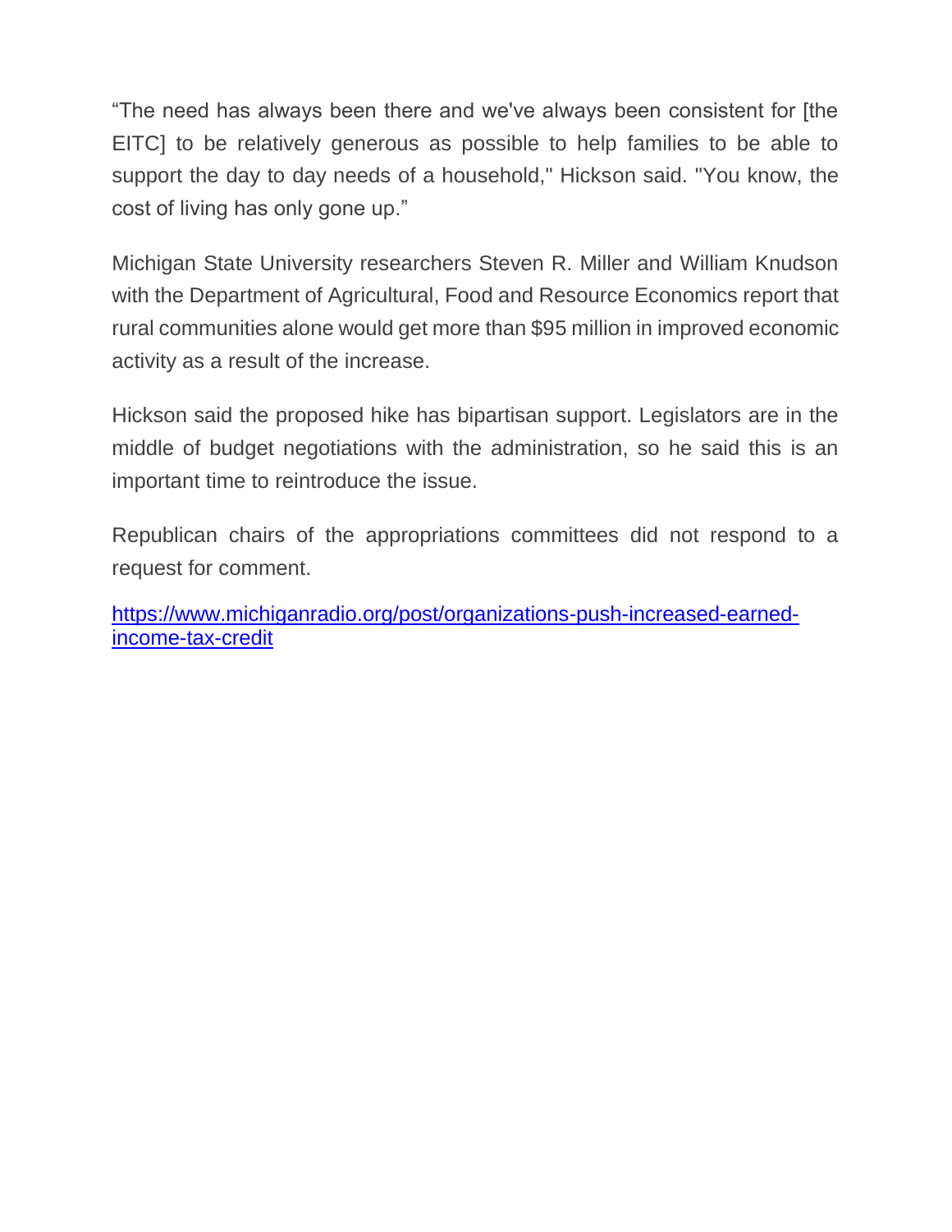"The need has always been there and we've always been consistent for [the EITC] to be relatively generous as possible to help families to be able to support the day to day needs of a household," Hickson said. "You know, the cost of living has only gone up."

Michigan State University researchers Steven R. Miller and William Knudson with the Department of Agricultural, Food and Resource Economics report that rural communities alone would get more than $95 million in improved economic activity as a result of the increase.

Hickson said the proposed hike has bipartisan support. Legislators are in the middle of budget negotiations with the administration, so he said this is an important time to reintroduce the issue.

Republican chairs of the appropriations committees did not respond to a request for comment.

[https://www.michiganradio.org/post/organizations-push-increased-earned-income-tax-credit](https://www.michiganradio.org/post/organizations-push-increased-earned-income-tax-credit)